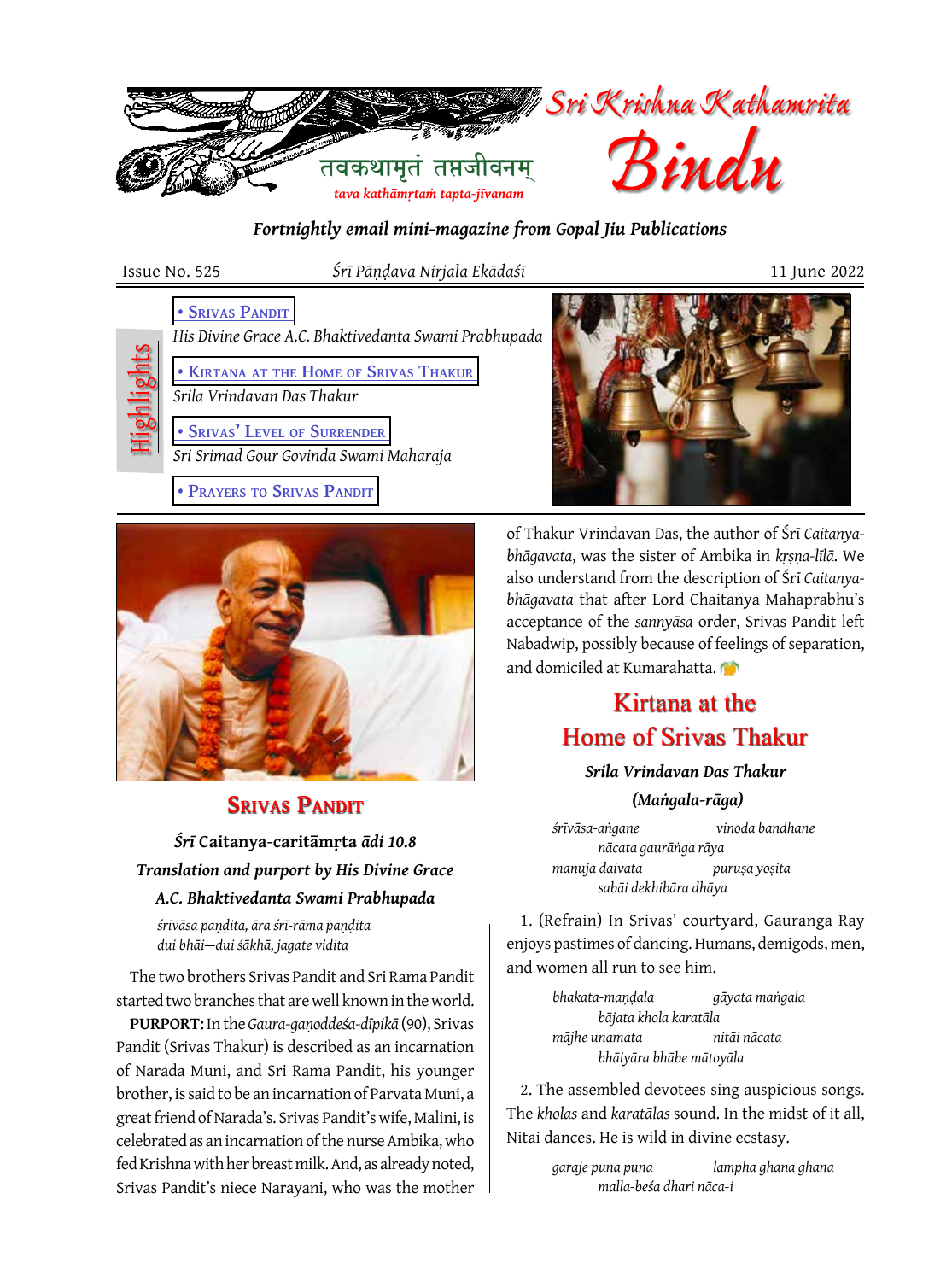# Sri Krishna Kathamrita Bindu

तवकथामृतं तप्तजीवनम्

*tava kathāmṛtaṁ tapta-jīvanam*

***Fortnightly email mini-magazine from Gopal Jiu Publications***

Issue No. 525 — *Śrī Pāṇḍava Nirjala Ekādaśī* — 11 June 2022

**Highlights**

- **Srivas Pandit**
  *His Divine Grace A.C. Bhaktivedanta Swami Prabhupada*
- **Kirtana at the Home of Srivas Thakur**
  *Srila Vrindavan Das Thakur*
- **Srivas' Level of Surrender**
  *Sri Srimad Gour Govinda Swami Maharaja*
- **Prayers to Srivas Pandit**

## Srivas Pandit

***Śrī* Caitanya-caritāmṛta *ādi 10.8***

***Translation and purport by His Divine Grace A.C. Bhaktivedanta Swami Prabhupada***

*śrīvāsa paṇḍita, āra śrī-rāma paṇḍita*
*dui bhāi—dui śākhā, jagate vidita*

The two brothers Srivas Pandit and Sri Rama Pandit started two branches that are well known in the world.

**PURPORT:** In the *Gaura-gaṇoddeśa-dīpikā* (90), Srivas Pandit (Srivas Thakur) is described as an incarnation of Narada Muni, and Sri Rama Pandit, his younger brother, is said to be an incarnation of Parvata Muni, a great friend of Narada's. Srivas Pandit's wife, Malini, is celebrated as an incarnation of the nurse Ambika, who fed Krishna with her breast milk. And, as already noted, Srivas Pandit's niece Narayani, who was the mother of Thakur Vrindavan Das, the author of Śrī *Caitanya-bhāgavata*, was the sister of Ambika in *kṛṣṇa-līlā*. We also understand from the description of Śrī *Caitanya-bhāgavata* that after Lord Chaitanya Mahaprabhu's acceptance of the *sannyāsa* order, Srivas Pandit left Nabadwip, possibly because of feelings of separation, and domiciled at Kumarahatta.

## Kirtana at the Home of Srivas Thakur

***Srila Vrindavan Das Thakur***

***(Maṅgala-rāga)***

*śrīvāsa-aṅgane vinoda bandhane*
*nācata gaurāṅga rāya*
*manuja daivata puruṣa yoṣita*
*sabāi dekhibāra dhāya*

1. (Refrain) In Srivas' courtyard, Gauranga Ray enjoys pastimes of dancing. Humans, demigods, men, and women all run to see him.

*bhakata-maṇḍala gāyata maṅgala*
*bājata khola karatāla*
*mājhe unamata nitāi nācata*
*bhāiyāra bhābe mātoyāla*

2. The assembled devotees sing auspicious songs. The *kholas* and *karatālas* sound. In the midst of it all, Nitai dances. He is wild in divine ecstasy.

*garaje puna puna lampha ghana ghana*
*malla-beśa dhari nāca-i*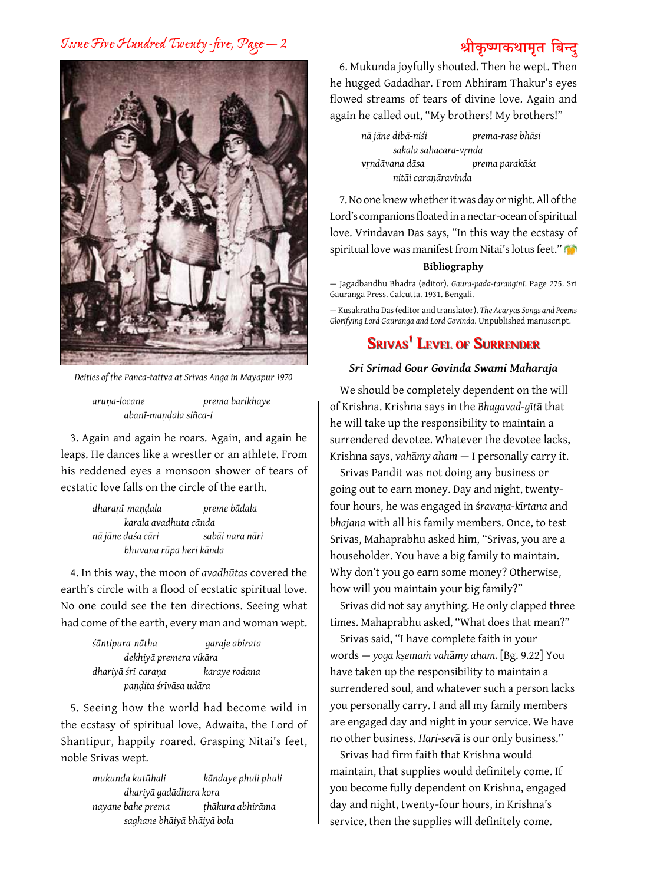Deities of the Panca-tattva at Srivas Anga in Mayapur 1970

*aruṇa-locane prema barikhaye*
*abanī-maṇḍala siñca-i*

3. Again and again he roars. Again, and again he leaps. He dances like a wrestler or an athlete. From his reddened eyes a monsoon shower of tears of ecstatic love falls on the circle of the earth.

*dharaṇī-maṇḍala preme bādala*
*karala avadhuta cānda*
*nā jāne daśa cāri sabāi nara nāri*
*bhuvana rūpa heri kānda*

4. In this way, the moon of *avadhūtas* covered the earth's circle with a flood of ecstatic spiritual love. No one could see the ten directions. Seeing what had come of the earth, every man and woman wept.

*śāntipura-nātha garaje abirata*
*dekhiyā premera vikāra*
*dhariyā śrī-caraṇa karaye rodana*
*paṇḍita śrīvāsa udāra*

5. Seeing how the world had become wild in the ecstasy of spiritual love, Adwaita, the Lord of Shantipur, happily roared. Grasping Nitai's feet, noble Srivas wept.

*mukunda kutūhali kāndaye phuli phuli*
*dhariyā gadādhara kora*
*nayane bahe prema ṭhākura abhirāma*
*saghane bhāiyā bhāiyā bola*

6. Mukunda joyfully shouted. Then he wept. Then he hugged Gadadhar. From Abhiram Thakur's eyes flowed streams of tears of divine love. Again and again he called out, "My brothers! My brothers!"

*nā jāne dibā-niśi prema-rase bhāsi*
*sakala sahacara-vṛnda*
*vṛndāvana dāsa prema parakāśa*
*nitāi caraṇāravinda*

7. No one knew whether it was day or night. All of the Lord's companions floated in a nectar-ocean of spiritual love. Vrindavan Das says, "In this way the ecstasy of spiritual love was manifest from Nitai's lotus feet."

**Bibliography**

— Jagadbandhu Bhadra (editor). *Gaura-pada-taraṅgiṇī*. Page 275. Sri Gauranga Press. Calcutta. 1931. Bengali.

— Kusakratha Das (editor and translator). *The Acaryas Songs and Poems Glorifying Lord Gauranga and Lord Govinda*. Unpublished manuscript.

## Srivas' Level of Surrender

***Sri Srimad Gour Govinda Swami Maharaja***

We should be completely dependent on the will of Krishna. Krishna says in the *Bhagavad-gītā* that he will take up the responsibility to maintain a surrendered devotee. Whatever the devotee lacks, Krishna says, *vahāmy aham* — I personally carry it.

Srivas Pandit was not doing any business or going out to earn money. Day and night, twenty-four hours, he was engaged in *śravaṇa-kīrtana* and *bhajana* with all his family members. Once, to test Srivas, Mahaprabhu asked him, "Srivas, you are a householder. You have a big family to maintain. Why don't you go earn some money? Otherwise, how will you maintain your big family?"

Srivas did not say anything. He only clapped three times. Mahaprabhu asked, "What does that mean?"

Srivas said, "I have complete faith in your words — *yoga kṣemaṁ vahāmy aham.* [Bg. 9.22] You have taken up the responsibility to maintain a surrendered soul, and whatever such a person lacks you personally carry. I and all my family members are engaged day and night in your service. We have no other business. *Hari-sevā* is our only business."

Srivas had firm faith that Krishna would maintain, that supplies would definitely come. If you become fully dependent on Krishna, engaged day and night, twenty-four hours, in Krishna's service, then the supplies will definitely come.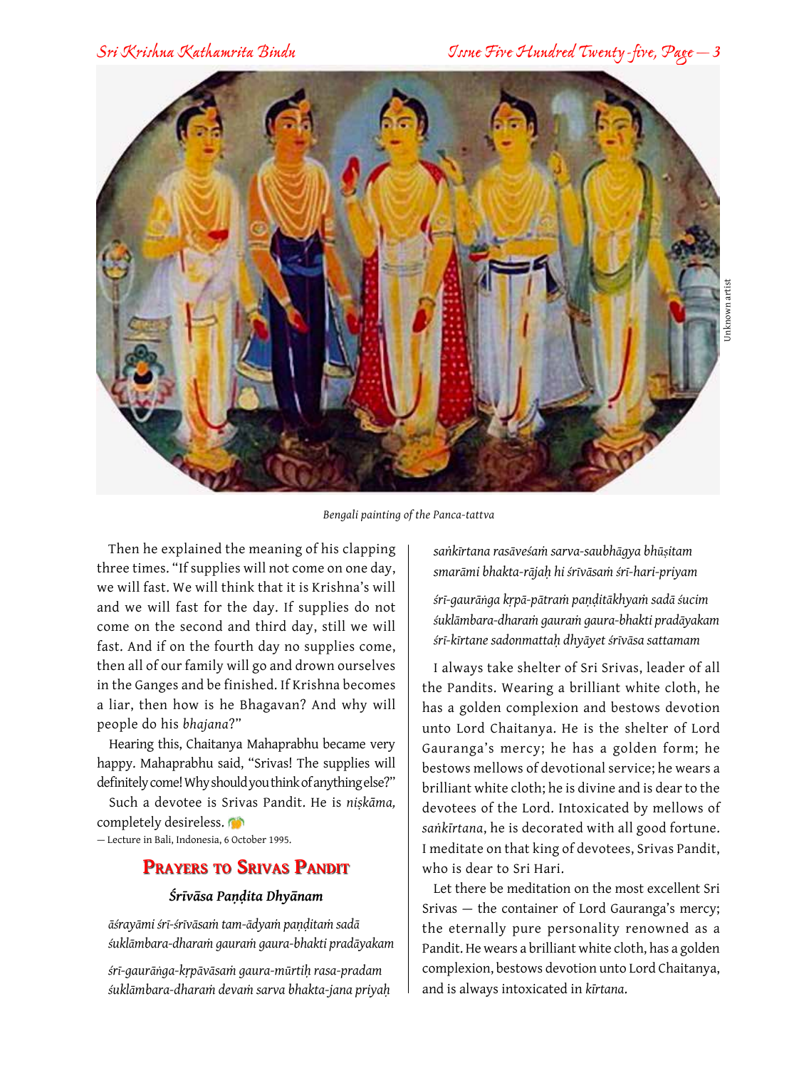*Bengali painting of the Panca-tattva*

Then he explained the meaning of his clapping three times. "If supplies will not come on one day, we will fast. We will think that it is Krishna's will and we will fast for the day. If supplies do not come on the second and third day, still we will fast. And if on the fourth day no supplies come, then all of our family will go and drown ourselves in the Ganges and be finished. If Krishna becomes a liar, then how is he Bhagavan? And why will people do his *bhajana*?"

Hearing this, Chaitanya Mahaprabhu became very happy. Mahaprabhu said, "Srivas! The supplies will definitely come! Why should you think of anything else?"

Such a devotee is Srivas Pandit. He is *niṣkāma,* completely desireless.

— Lecture in Bali, Indonesia, 6 October 1995.

## Prayers to Srivas Pandit

### Śrīvāsa Paṇḍita Dhyānam

*āśrayāmi śrī-śrīvāsaṁ tam-ādyaṁ paṇḍitaṁ sadā*
*śuklāmbara-dharaṁ gauraṁ gaura-bhakti pradāyakam*

*śrī-gaurāṅga-kṛpāvāsaṁ gaura-mūrtiḥ rasa-pradam*
*śuklāmbara-dharaṁ devaṁ sarva bhakta-jana priyaḥ*

*saṅkīrtana rasāveśaṁ sarva-saubhāgya bhūṣitam*
*smarāmi bhakta-rājaḥ hi śrīvāsaṁ śrī-hari-priyam*

*śrī-gaurāṅga kṛpā-pātraṁ paṇḍitākhyaṁ sadā śucim*
*śuklāmbara-dharaṁ gauraṁ gaura-bhakti pradāyakam*
*śrī-kīrtane sadonmattaḥ dhyāyet śrīvāsa sattamam*

I always take shelter of Sri Srivas, leader of all the Pandits. Wearing a brilliant white cloth, he has a golden complexion and bestows devotion unto Lord Chaitanya. He is the shelter of Lord Gauranga's mercy; he has a golden form; he bestows mellows of devotional service; he wears a brilliant white cloth; he is divine and is dear to the devotees of the Lord. Intoxicated by mellows of *saṅkīrtana*, he is decorated with all good fortune. I meditate on that king of devotees, Srivas Pandit, who is dear to Sri Hari.

Let there be meditation on the most excellent Sri Srivas — the container of Lord Gauranga's mercy; the eternally pure personality renowned as a Pandit. He wears a brilliant white cloth, has a golden complexion, bestows devotion unto Lord Chaitanya, and is always intoxicated in *kīrtana*.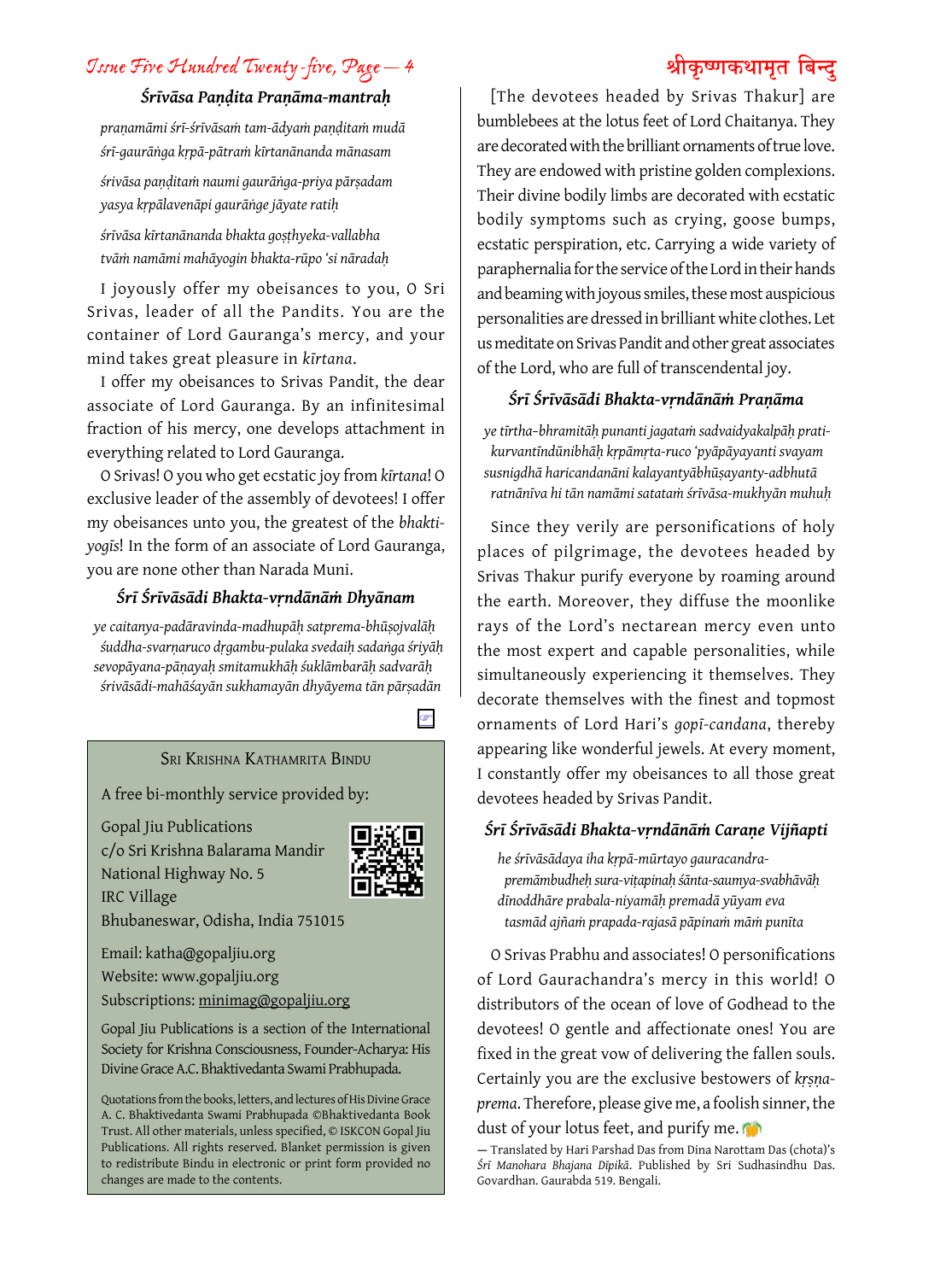### Śrīvāsa Paṇḍita Praṇāma-mantraḥ

*praṇamāmi śrī-śrīvāsaṁ tam-ādyaṁ paṇḍitaṁ mudā*
*śrī-gaurāṅga kṛpā-pātraṁ kīrtanānanda mānasam*

*śrīvāsa paṇḍitaṁ naumi gaurāṅga-priya pārṣadam*
*yasya kṛpālavenāpi gaurāṅge jāyate ratiḥ*

*śrīvāsa kīrtanānanda bhakta goṣṭhyeka-vallabha*
*tvāṁ namāmi mahāyogin bhakta-rūpo 'si nāradaḥ*

I joyously offer my obeisances to you, O Sri Srivas, leader of all the Pandits. You are the container of Lord Gauranga's mercy, and your mind takes great pleasure in *kīrtana*.

I offer my obeisances to Srivas Pandit, the dear associate of Lord Gauranga. By an infinitesimal fraction of his mercy, one develops attachment in everything related to Lord Gauranga.

O Srivas! O you who get ecstatic joy from *kīrtana*! O exclusive leader of the assembly of devotees! I offer my obeisances unto you, the greatest of the *bhakti-yogīs*! In the form of an associate of Lord Gauranga, you are none other than Narada Muni.

### Śrī Śrīvāsādi Bhakta-vṛndānāṁ Dhyānam

*ye caitanya-padāravinda-madhupāḥ satprema-bhūṣojvalāḥ*
*śuddha-svarṇaruco dṛgambu-pulaka svedaiḥ sadaṅga śriyāḥ*
*sevopāyana-pāṇayaḥ smitamukhāḥ śuklāmbarāḥ sadvarāḥ*
*śrīvāsādi-mahāśayān sukhamayān dhyāyema tān pārṣadān*

[The devotees headed by Srivas Thakur] are bumblebees at the lotus feet of Lord Chaitanya. They are decorated with the brilliant ornaments of true love. They are endowed with pristine golden complexions. Their divine bodily limbs are decorated with ecstatic bodily symptoms such as crying, goose bumps, ecstatic perspiration, etc. Carrying a wide variety of paraphernalia for the service of the Lord in their hands and beaming with joyous smiles, these most auspicious personalities are dressed in brilliant white clothes. Let us meditate on Srivas Pandit and other great associates of the Lord, who are full of transcendental joy.

### Śrī Śrīvāsādi Bhakta-vṛndānāṁ Praṇāma

*ye tīrtha–bhramitāḥ punanti jagataṁ sadvaidyakalpāḥ prati-*
*kurvantīndūnibhāḥ kṛpāmṛta-ruco 'pyāpāyayanti svayam*
*susnigdhā haricandanāni kalayantyābhūṣayanty-adbhutā*
*ratnānīva hi tān namāmi satataṁ śrīvāsa-mukhyān muhuḥ*

Since they verily are personifications of holy places of pilgrimage, the devotees headed by Srivas Thakur purify everyone by roaming around the earth. Moreover, they diffuse the moonlike rays of the Lord's nectarean mercy even unto the most expert and capable personalities, while simultaneously experiencing it themselves. They decorate themselves with the finest and topmost ornaments of Lord Hari's *gopī-candana*, thereby appearing like wonderful jewels. At every moment, I constantly offer my obeisances to all those great devotees headed by Srivas Pandit.

### Śrī Śrīvāsādi Bhakta-vṛndānāṁ Caraṇe Vijñapti

*he śrīvāsādaya iha kṛpā-mūrtayo gauracandra-*
*premāmbudheḥ sura-viṭapinaḥ śānta-saumya-svabhāvāḥ*
*dīnoddhāre prabala-niyamāḥ premadā yūyam eva*
*tasmād ajñaṁ prapada-rajasā pāpinaṁ māṁ punīta*

O Srivas Prabhu and associates! O personifications of Lord Gaurachandra's mercy in this world! O distributors of the ocean of love of Godhead to the devotees! O gentle and affectionate ones! You are fixed in the great vow of delivering the fallen souls. Certainly you are the exclusive bestowers of *kṛṣṇa-prema*. Therefore, please give me, a foolish sinner, the dust of your lotus feet, and purify me.

— Translated by Hari Parshad Das from Dina Narottam Das (chota)'s *Śrī Manohara Bhajana Dīpikā*. Published by Sri Sudhasindhu Das. Govardhan. Gaurabda 519. Bengali.

---

SRI KRISHNA KATHAMRITA BINDU

A free bi-monthly service provided by:

Gopal Jiu Publications
c/o Sri Krishna Balarama Mandir
National Highway No. 5
IRC Village
Bhubaneswar, Odisha, India 751015

Email: katha@gopaljiu.org
Website: www.gopaljiu.org
Subscriptions: minimag@gopaljiu.org

Gopal Jiu Publications is a section of the International Society for Krishna Consciousness, Founder-Acharya: His Divine Grace A.C. Bhaktivedanta Swami Prabhupada.

Quotations from the books, letters, and lectures of His Divine Grace A. C. Bhaktivedanta Swami Prabhupada ©Bhaktivedanta Book Trust. All other materials, unless specified, © ISKCON Gopal Jiu Publications. All rights reserved. Blanket permission is given to redistribute Bindu in electronic or print form provided no changes are made to the contents.